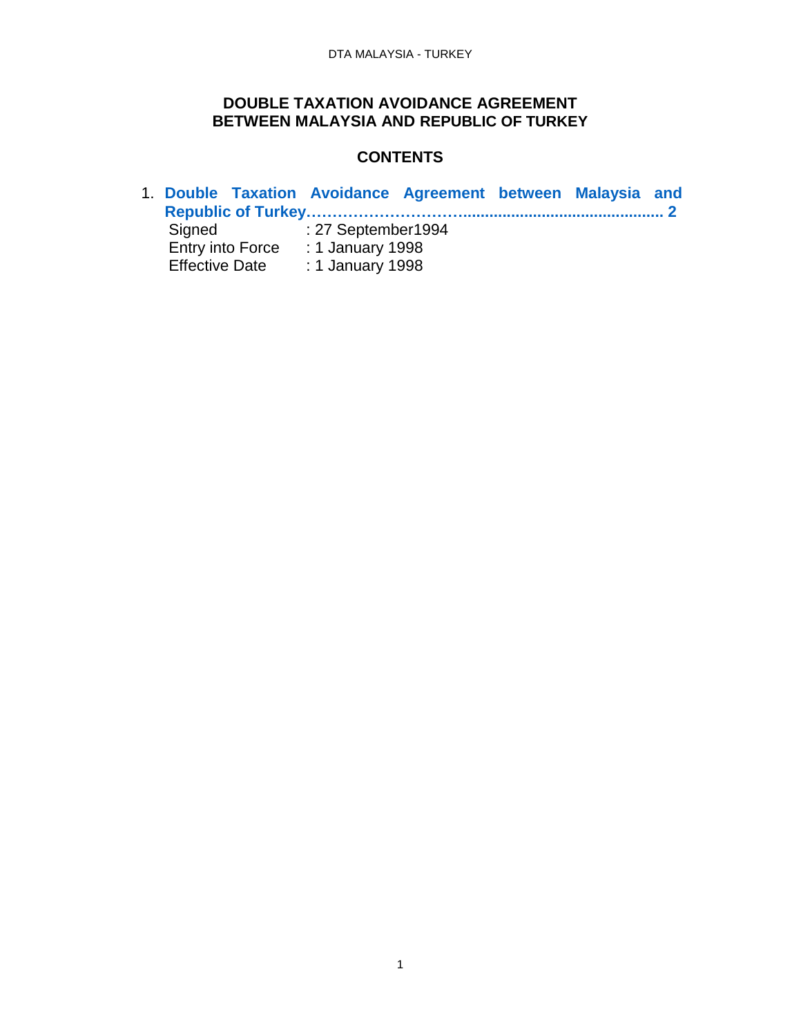# DOUBLE TAXATION AVOIDANCE AGREEMENT BETWEEN MALAYSIA AND REPUBLIC OF TURKEY

## CONTENTS

1. **Double Taxation Avoidance Agreement between Malaysia and Republic of Turkey……………………….............................................. 2**

   Signed : 27 September1994
   Entry into Force : 1 January 1998
   Effective Date : 1 January 1998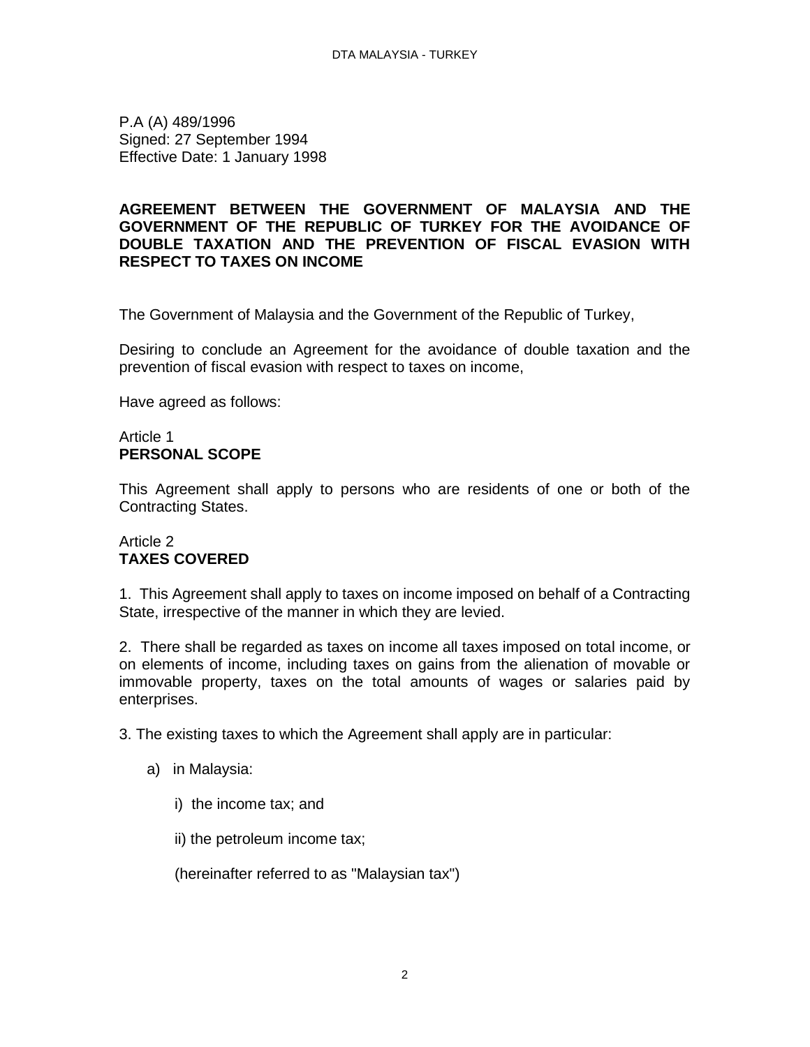P.A (A) 489/1996
Signed: 27 September 1994
Effective Date: 1 January 1998

**AGREEMENT BETWEEN THE GOVERNMENT OF MALAYSIA AND THE GOVERNMENT OF THE REPUBLIC OF TURKEY FOR THE AVOIDANCE OF DOUBLE TAXATION AND THE PREVENTION OF FISCAL EVASION WITH RESPECT TO TAXES ON INCOME**

The Government of Malaysia and the Government of the Republic of Turkey,

Desiring to conclude an Agreement for the avoidance of double taxation and the prevention of fiscal evasion with respect to taxes on income,

Have agreed as follows:

Article 1
**PERSONAL SCOPE**

This Agreement shall apply to persons who are residents of one or both of the Contracting States.

Article 2
**TAXES COVERED**

1. This Agreement shall apply to taxes on income imposed on behalf of a Contracting State, irrespective of the manner in which they are levied.

2. There shall be regarded as taxes on income all taxes imposed on total income, or on elements of income, including taxes on gains from the alienation of movable or immovable property, taxes on the total amounts of wages or salaries paid by enterprises.

3. The existing taxes to which the Agreement shall apply are in particular:

a) in Malaysia:

i) the income tax; and

ii) the petroleum income tax;

(hereinafter referred to as "Malaysian tax")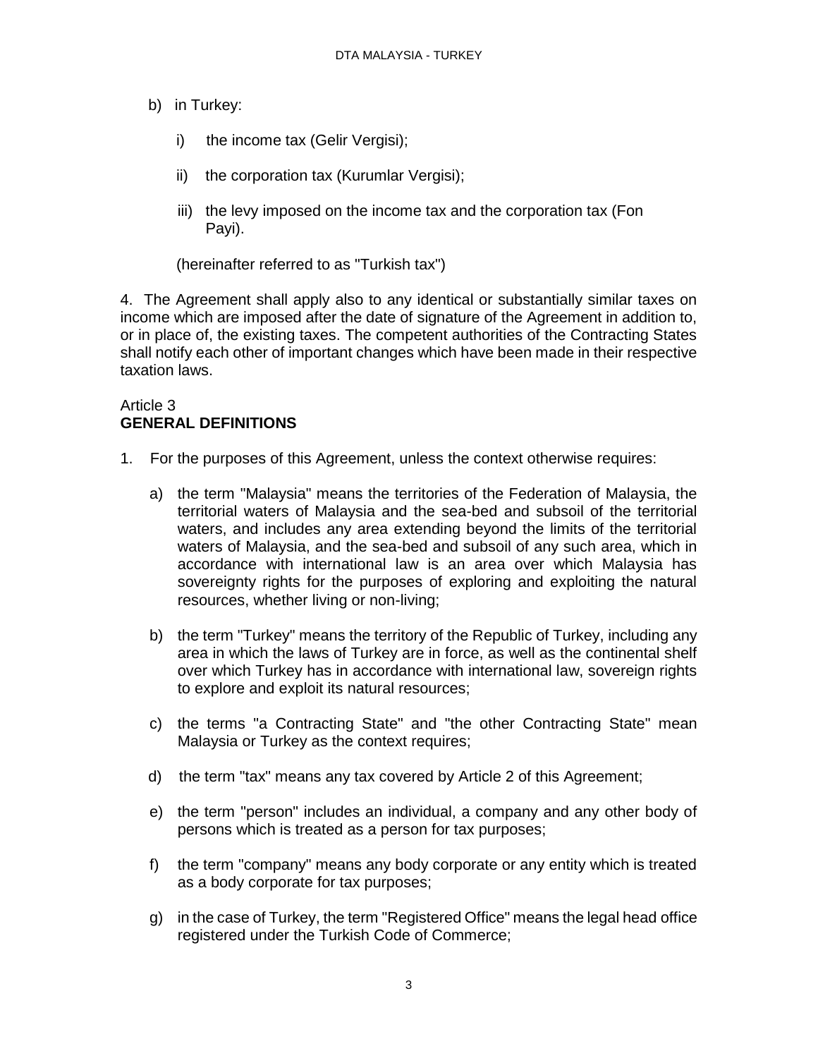b) in Turkey:

   i) the income tax (Gelir Vergisi);

   ii) the corporation tax (Kurumlar Vergisi);

   iii) the levy imposed on the income tax and the corporation tax (Fon Payi).

   (hereinafter referred to as "Turkish tax")

4. The Agreement shall apply also to any identical or substantially similar taxes on income which are imposed after the date of signature of the Agreement in addition to, or in place of, the existing taxes. The competent authorities of the Contracting States shall notify each other of important changes which have been made in their respective taxation laws.

## Article 3
## **GENERAL DEFINITIONS**

1. For the purposes of this Agreement, unless the context otherwise requires:

   a) the term "Malaysia" means the territories of the Federation of Malaysia, the territorial waters of Malaysia and the sea-bed and subsoil of the territorial waters, and includes any area extending beyond the limits of the territorial waters of Malaysia, and the sea-bed and subsoil of any such area, which in accordance with international law is an area over which Malaysia has sovereignty rights for the purposes of exploring and exploiting the natural resources, whether living or non-living;

   b) the term "Turkey" means the territory of the Republic of Turkey, including any area in which the laws of Turkey are in force, as well as the continental shelf over which Turkey has in accordance with international law, sovereign rights to explore and exploit its natural resources;

   c) the terms "a Contracting State" and "the other Contracting State" mean Malaysia or Turkey as the context requires;

   d) the term "tax" means any tax covered by Article 2 of this Agreement;

   e) the term "person" includes an individual, a company and any other body of persons which is treated as a person for tax purposes;

   f) the term "company" means any body corporate or any entity which is treated as a body corporate for tax purposes;

   g) in the case of Turkey, the term "Registered Office" means the legal head office registered under the Turkish Code of Commerce;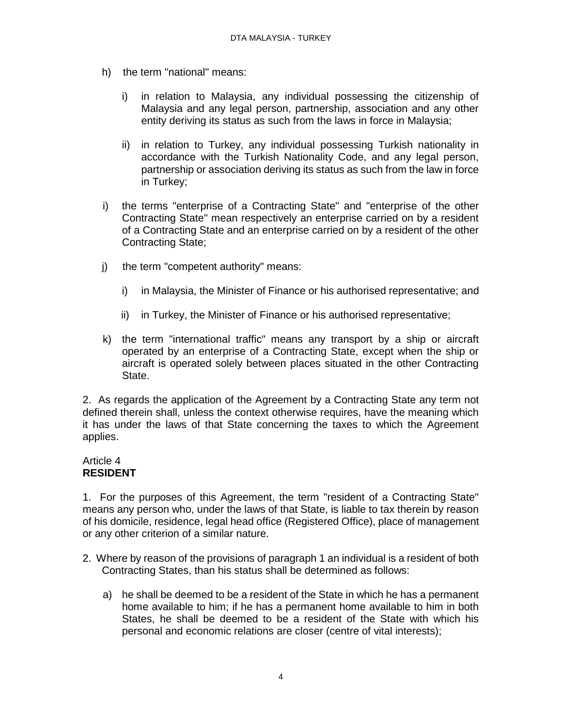h) the term "national" means:

   i) in relation to Malaysia, any individual possessing the citizenship of Malaysia and any legal person, partnership, association and any other entity deriving its status as such from the laws in force in Malaysia;

   ii) in relation to Turkey, any individual possessing Turkish nationality in accordance with the Turkish Nationality Code, and any legal person, partnership or association deriving its status as such from the law in force in Turkey;

i) the terms "enterprise of a Contracting State" and "enterprise of the other Contracting State" mean respectively an enterprise carried on by a resident of a Contracting State and an enterprise carried on by a resident of the other Contracting State;

j) the term "competent authority" means:

   i) in Malaysia, the Minister of Finance or his authorised representative; and

   ii) in Turkey, the Minister of Finance or his authorised representative;

k) the term "international traffic" means any transport by a ship or aircraft operated by an enterprise of a Contracting State, except when the ship or aircraft is operated solely between places situated in the other Contracting State.

2. As regards the application of the Agreement by a Contracting State any term not defined therein shall, unless the context otherwise requires, have the meaning which it has under the laws of that State concerning the taxes to which the Agreement applies.

Article 4
**RESIDENT**

1. For the purposes of this Agreement, the term "resident of a Contracting State" means any person who, under the laws of that State, is liable to tax therein by reason of his domicile, residence, legal head office (Registered Office), place of management or any other criterion of a similar nature.

2. Where by reason of the provisions of paragraph 1 an individual is a resident of both Contracting States, than his status shall be determined as follows:

   a) he shall be deemed to be a resident of the State in which he has a permanent home available to him; if he has a permanent home available to him in both States, he shall be deemed to be a resident of the State with which his personal and economic relations are closer (centre of vital interests);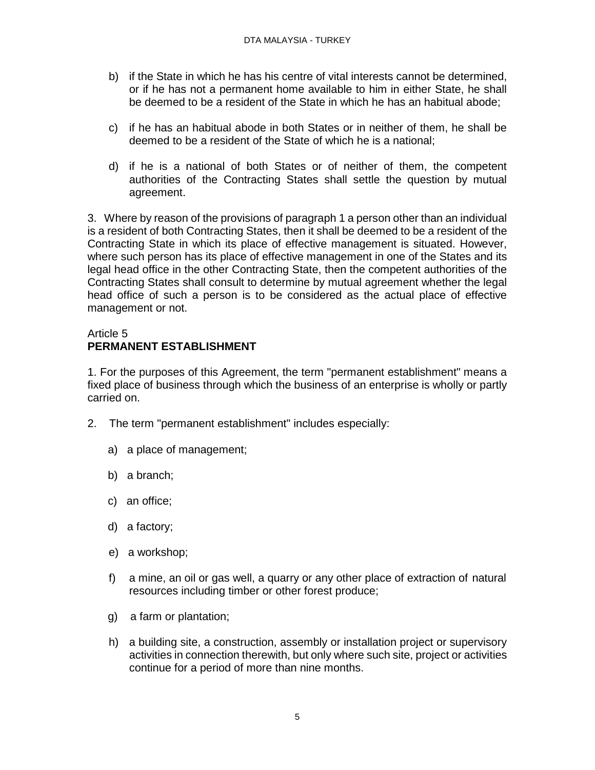b) if the State in which he has his centre of vital interests cannot be determined, or if he has not a permanent home available to him in either State, he shall be deemed to be a resident of the State in which he has an habitual abode;

c) if he has an habitual abode in both States or in neither of them, he shall be deemed to be a resident of the State of which he is a national;

d) if he is a national of both States or of neither of them, the competent authorities of the Contracting States shall settle the question by mutual agreement.

3. Where by reason of the provisions of paragraph 1 a person other than an individual is a resident of both Contracting States, then it shall be deemed to be a resident of the Contracting State in which its place of effective management is situated. However, where such person has its place of effective management in one of the States and its legal head office in the other Contracting State, then the competent authorities of the Contracting States shall consult to determine by mutual agreement whether the legal head office of such a person is to be considered as the actual place of effective management or not.

## Article 5
## **PERMANENT ESTABLISHMENT**

1. For the purposes of this Agreement, the term "permanent establishment" means a fixed place of business through which the business of an enterprise is wholly or partly carried on.

2. The term "permanent establishment" includes especially:

a) a place of management;

b) a branch;

c) an office;

d) a factory;

e) a workshop;

f) a mine, an oil or gas well, a quarry or any other place of extraction of natural resources including timber or other forest produce;

g) a farm or plantation;

h) a building site, a construction, assembly or installation project or supervisory activities in connection therewith, but only where such site, project or activities continue for a period of more than nine months.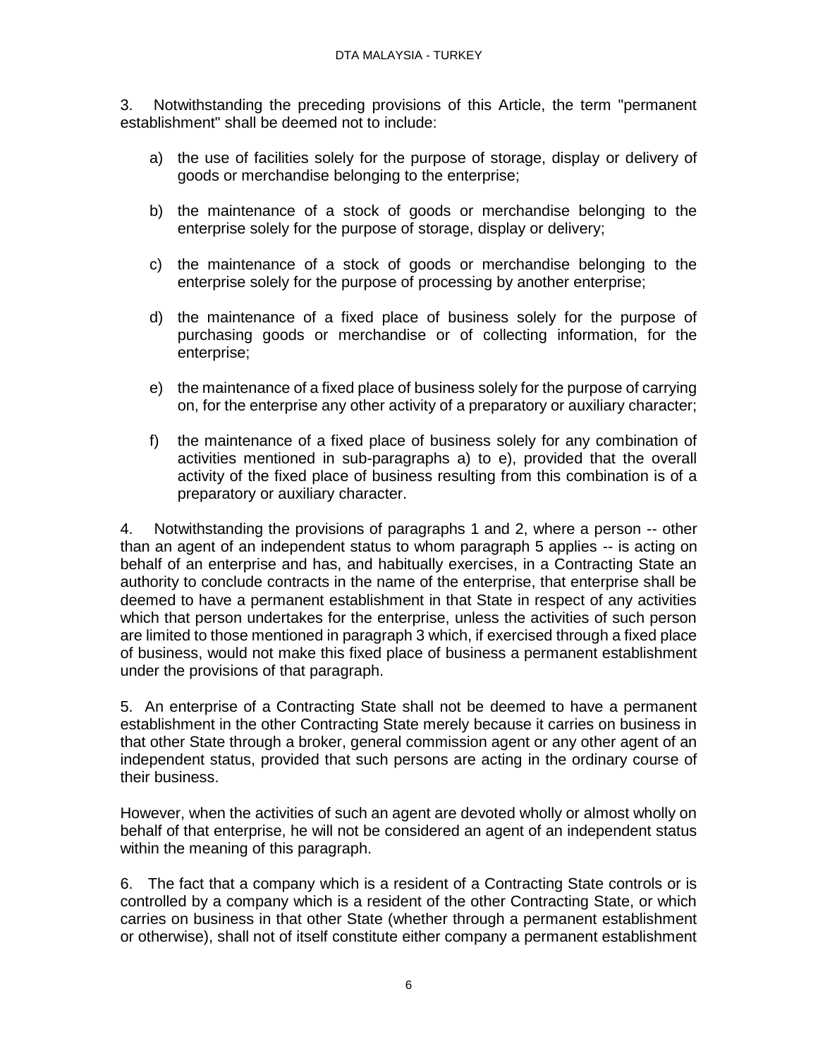3. Notwithstanding the preceding provisions of this Article, the term "permanent establishment" shall be deemed not to include:

a) the use of facilities solely for the purpose of storage, display or delivery of goods or merchandise belonging to the enterprise;

b) the maintenance of a stock of goods or merchandise belonging to the enterprise solely for the purpose of storage, display or delivery;

c) the maintenance of a stock of goods or merchandise belonging to the enterprise solely for the purpose of processing by another enterprise;

d) the maintenance of a fixed place of business solely for the purpose of purchasing goods or merchandise or of collecting information, for the enterprise;

e) the maintenance of a fixed place of business solely for the purpose of carrying on, for the enterprise any other activity of a preparatory or auxiliary character;

f) the maintenance of a fixed place of business solely for any combination of activities mentioned in sub-paragraphs a) to e), provided that the overall activity of the fixed place of business resulting from this combination is of a preparatory or auxiliary character.

4. Notwithstanding the provisions of paragraphs 1 and 2, where a person -- other than an agent of an independent status to whom paragraph 5 applies -- is acting on behalf of an enterprise and has, and habitually exercises, in a Contracting State an authority to conclude contracts in the name of the enterprise, that enterprise shall be deemed to have a permanent establishment in that State in respect of any activities which that person undertakes for the enterprise, unless the activities of such person are limited to those mentioned in paragraph 3 which, if exercised through a fixed place of business, would not make this fixed place of business a permanent establishment under the provisions of that paragraph.

5. An enterprise of a Contracting State shall not be deemed to have a permanent establishment in the other Contracting State merely because it carries on business in that other State through a broker, general commission agent or any other agent of an independent status, provided that such persons are acting in the ordinary course of their business.

However, when the activities of such an agent are devoted wholly or almost wholly on behalf of that enterprise, he will not be considered an agent of an independent status within the meaning of this paragraph.

6. The fact that a company which is a resident of a Contracting State controls or is controlled by a company which is a resident of the other Contracting State, or which carries on business in that other State (whether through a permanent establishment or otherwise), shall not of itself constitute either company a permanent establishment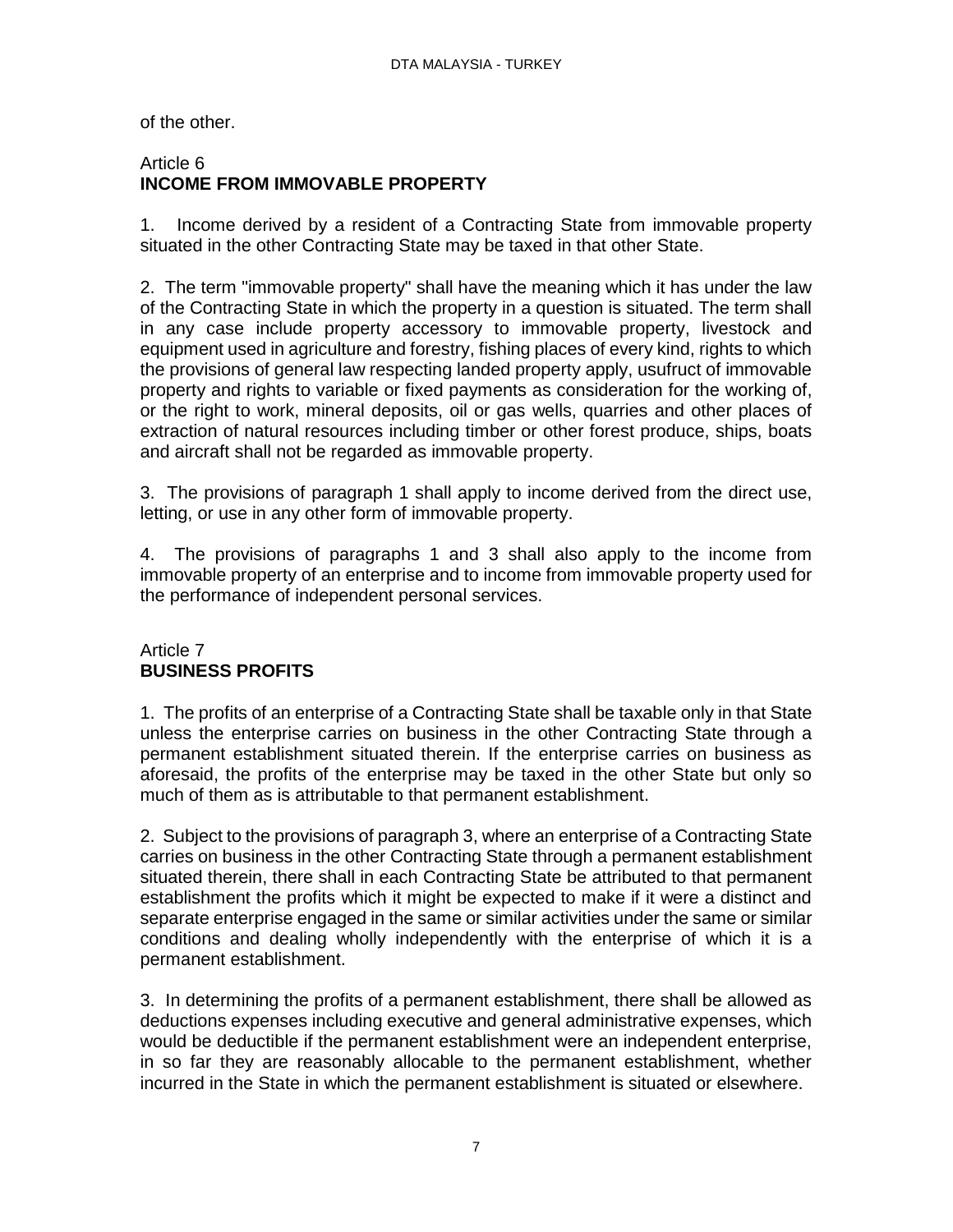of the other.

## Article 6
**INCOME FROM IMMOVABLE PROPERTY**

1. Income derived by a resident of a Contracting State from immovable property situated in the other Contracting State may be taxed in that other State.

2. The term "immovable property" shall have the meaning which it has under the law of the Contracting State in which the property in a question is situated. The term shall in any case include property accessory to immovable property, livestock and equipment used in agriculture and forestry, fishing places of every kind, rights to which the provisions of general law respecting landed property apply, usufruct of immovable property and rights to variable or fixed payments as consideration for the working of, or the right to work, mineral deposits, oil or gas wells, quarries and other places of extraction of natural resources including timber or other forest produce, ships, boats and aircraft shall not be regarded as immovable property.

3. The provisions of paragraph 1 shall apply to income derived from the direct use, letting, or use in any other form of immovable property.

4. The provisions of paragraphs 1 and 3 shall also apply to the income from immovable property of an enterprise and to income from immovable property used for the performance of independent personal services.

## Article 7
**BUSINESS PROFITS**

1. The profits of an enterprise of a Contracting State shall be taxable only in that State unless the enterprise carries on business in the other Contracting State through a permanent establishment situated therein. If the enterprise carries on business as aforesaid, the profits of the enterprise may be taxed in the other State but only so much of them as is attributable to that permanent establishment.

2. Subject to the provisions of paragraph 3, where an enterprise of a Contracting State carries on business in the other Contracting State through a permanent establishment situated therein, there shall in each Contracting State be attributed to that permanent establishment the profits which it might be expected to make if it were a distinct and separate enterprise engaged in the same or similar activities under the same or similar conditions and dealing wholly independently with the enterprise of which it is a permanent establishment.

3. In determining the profits of a permanent establishment, there shall be allowed as deductions expenses including executive and general administrative expenses, which would be deductible if the permanent establishment were an independent enterprise, in so far they are reasonably allocable to the permanent establishment, whether incurred in the State in which the permanent establishment is situated or elsewhere.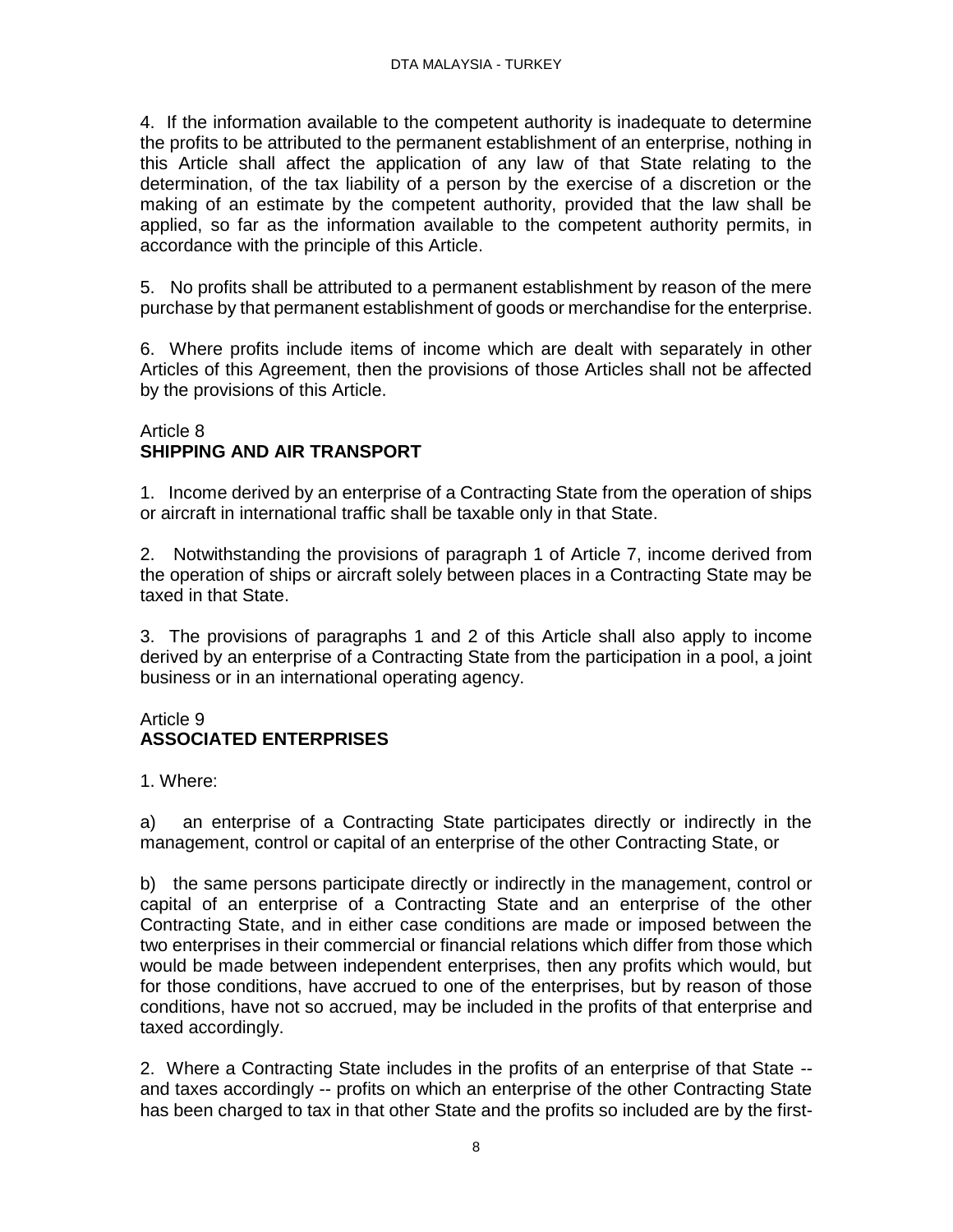4. If the information available to the competent authority is inadequate to determine the profits to be attributed to the permanent establishment of an enterprise, nothing in this Article shall affect the application of any law of that State relating to the determination, of the tax liability of a person by the exercise of a discretion or the making of an estimate by the competent authority, provided that the law shall be applied, so far as the information available to the competent authority permits, in accordance with the principle of this Article.

5. No profits shall be attributed to a permanent establishment by reason of the mere purchase by that permanent establishment of goods or merchandise for the enterprise.

6. Where profits include items of income which are dealt with separately in other Articles of this Agreement, then the provisions of those Articles shall not be affected by the provisions of this Article.

Article 8
**SHIPPING AND AIR TRANSPORT**

1. Income derived by an enterprise of a Contracting State from the operation of ships or aircraft in international traffic shall be taxable only in that State.

2. Notwithstanding the provisions of paragraph 1 of Article 7, income derived from the operation of ships or aircraft solely between places in a Contracting State may be taxed in that State.

3. The provisions of paragraphs 1 and 2 of this Article shall also apply to income derived by an enterprise of a Contracting State from the participation in a pool, a joint business or in an international operating agency.

Article 9
**ASSOCIATED ENTERPRISES**

1. Where:

a) an enterprise of a Contracting State participates directly or indirectly in the management, control or capital of an enterprise of the other Contracting State, or

b) the same persons participate directly or indirectly in the management, control or capital of an enterprise of a Contracting State and an enterprise of the other Contracting State, and in either case conditions are made or imposed between the two enterprises in their commercial or financial relations which differ from those which would be made between independent enterprises, then any profits which would, but for those conditions, have accrued to one of the enterprises, but by reason of those conditions, have not so accrued, may be included in the profits of that enterprise and taxed accordingly.

2. Where a Contracting State includes in the profits of an enterprise of that State -- and taxes accordingly -- profits on which an enterprise of the other Contracting State has been charged to tax in that other State and the profits so included are by the first-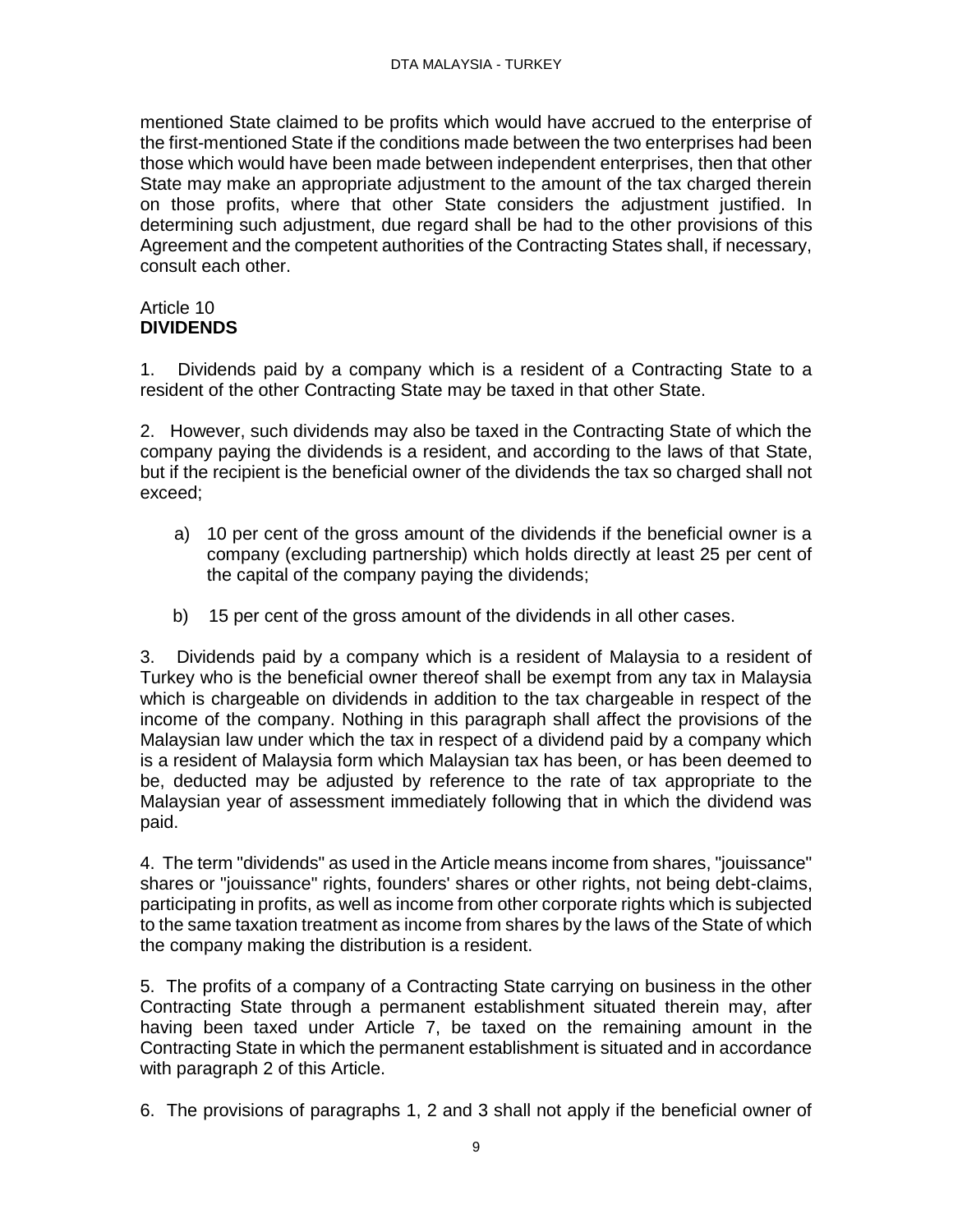mentioned State claimed to be profits which would have accrued to the enterprise of the first-mentioned State if the conditions made between the two enterprises had been those which would have been made between independent enterprises, then that other State may make an appropriate adjustment to the amount of the tax charged therein on those profits, where that other State considers the adjustment justified. In determining such adjustment, due regard shall be had to the other provisions of this Agreement and the competent authorities of the Contracting States shall, if necessary, consult each other.

Article 10
**DIVIDENDS**

1. Dividends paid by a company which is a resident of a Contracting State to a resident of the other Contracting State may be taxed in that other State.

2. However, such dividends may also be taxed in the Contracting State of which the company paying the dividends is a resident, and according to the laws of that State, but if the recipient is the beneficial owner of the dividends the tax so charged shall not exceed;

a) 10 per cent of the gross amount of the dividends if the beneficial owner is a company (excluding partnership) which holds directly at least 25 per cent of the capital of the company paying the dividends;

b) 15 per cent of the gross amount of the dividends in all other cases.

3. Dividends paid by a company which is a resident of Malaysia to a resident of Turkey who is the beneficial owner thereof shall be exempt from any tax in Malaysia which is chargeable on dividends in addition to the tax chargeable in respect of the income of the company. Nothing in this paragraph shall affect the provisions of the Malaysian law under which the tax in respect of a dividend paid by a company which is a resident of Malaysia form which Malaysian tax has been, or has been deemed to be, deducted may be adjusted by reference to the rate of tax appropriate to the Malaysian year of assessment immediately following that in which the dividend was paid.

4. The term "dividends" as used in the Article means income from shares, "jouissance" shares or "jouissance" rights, founders' shares or other rights, not being debt-claims, participating in profits, as well as income from other corporate rights which is subjected to the same taxation treatment as income from shares by the laws of the State of which the company making the distribution is a resident.

5. The profits of a company of a Contracting State carrying on business in the other Contracting State through a permanent establishment situated therein may, after having been taxed under Article 7, be taxed on the remaining amount in the Contracting State in which the permanent establishment is situated and in accordance with paragraph 2 of this Article.

6. The provisions of paragraphs 1, 2 and 3 shall not apply if the beneficial owner of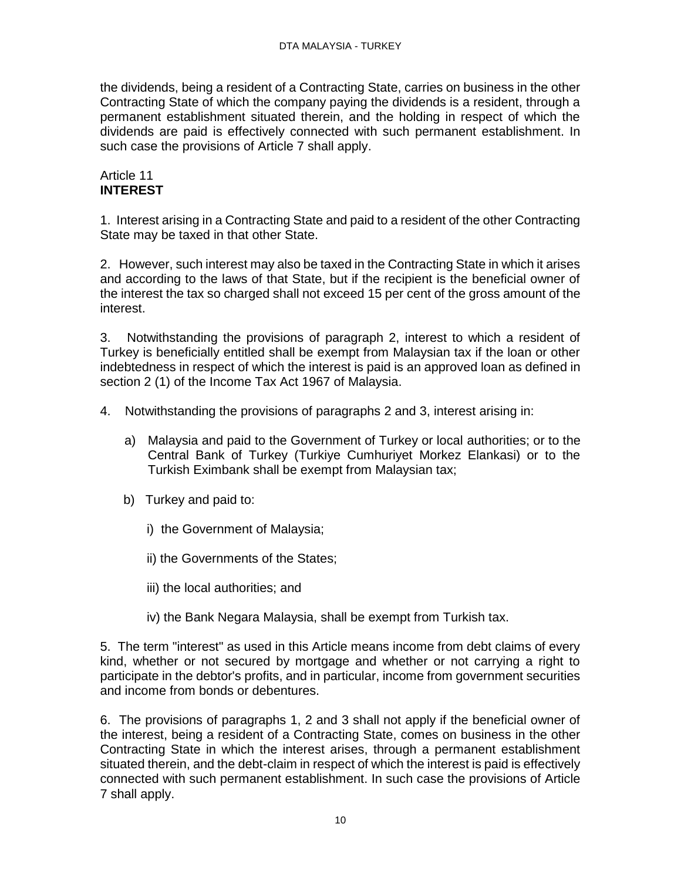the dividends, being a resident of a Contracting State, carries on business in the other Contracting State of which the company paying the dividends is a resident, through a permanent establishment situated therein, and the holding in respect of which the dividends are paid is effectively connected with such permanent establishment. In such case the provisions of Article 7 shall apply.

Article 11
**INTEREST**

1. Interest arising in a Contracting State and paid to a resident of the other Contracting State may be taxed in that other State.

2. However, such interest may also be taxed in the Contracting State in which it arises and according to the laws of that State, but if the recipient is the beneficial owner of the interest the tax so charged shall not exceed 15 per cent of the gross amount of the interest.

3. Notwithstanding the provisions of paragraph 2, interest to which a resident of Turkey is beneficially entitled shall be exempt from Malaysian tax if the loan or other indebtedness in respect of which the interest is paid is an approved loan as defined in section 2 (1) of the Income Tax Act 1967 of Malaysia.

4. Notwithstanding the provisions of paragraphs 2 and 3, interest arising in:

a) Malaysia and paid to the Government of Turkey or local authorities; or to the Central Bank of Turkey (Turkiye Cumhuriyet Morkez Elankasi) or to the Turkish Eximbank shall be exempt from Malaysian tax;

b) Turkey and paid to:

i) the Government of Malaysia;

ii) the Governments of the States;

iii) the local authorities; and

iv) the Bank Negara Malaysia, shall be exempt from Turkish tax.

5. The term "interest" as used in this Article means income from debt claims of every kind, whether or not secured by mortgage and whether or not carrying a right to participate in the debtor's profits, and in particular, income from government securities and income from bonds or debentures.

6. The provisions of paragraphs 1, 2 and 3 shall not apply if the beneficial owner of the interest, being a resident of a Contracting State, comes on business in the other Contracting State in which the interest arises, through a permanent establishment situated therein, and the debt-claim in respect of which the interest is paid is effectively connected with such permanent establishment. In such case the provisions of Article 7 shall apply.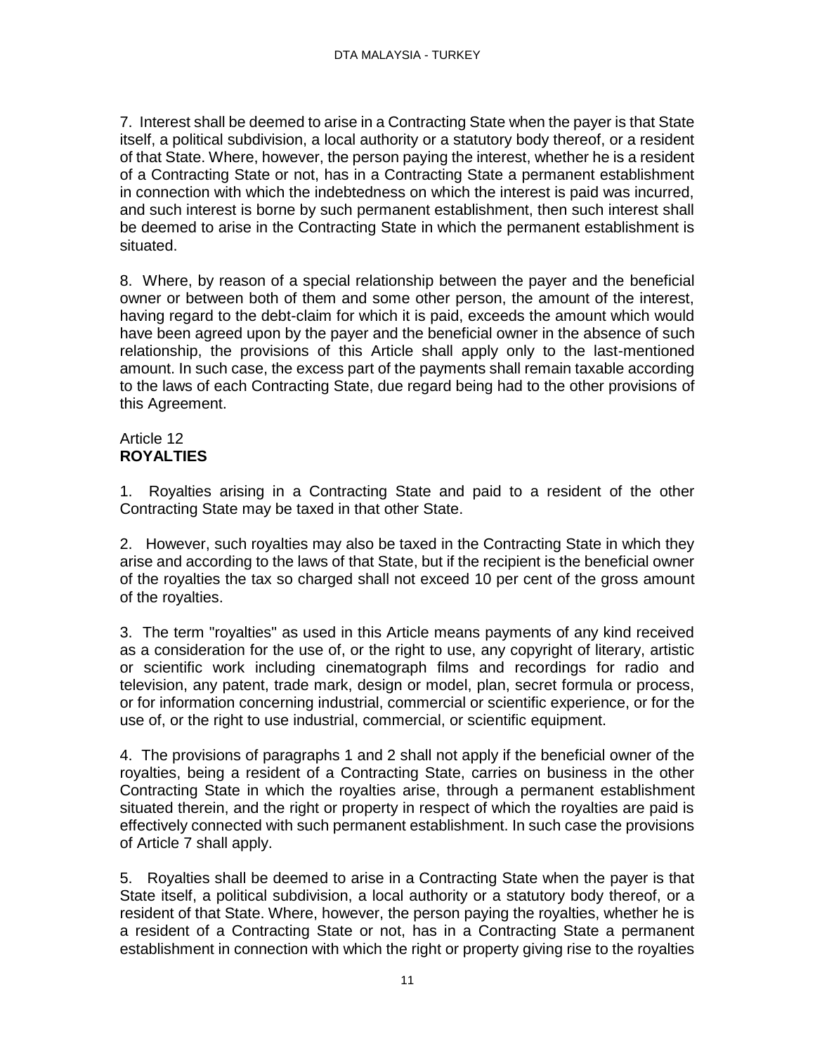7. Interest shall be deemed to arise in a Contracting State when the payer is that State itself, a political subdivision, a local authority or a statutory body thereof, or a resident of that State. Where, however, the person paying the interest, whether he is a resident of a Contracting State or not, has in a Contracting State a permanent establishment in connection with which the indebtedness on which the interest is paid was incurred, and such interest is borne by such permanent establishment, then such interest shall be deemed to arise in the Contracting State in which the permanent establishment is situated.

8. Where, by reason of a special relationship between the payer and the beneficial owner or between both of them and some other person, the amount of the interest, having regard to the debt-claim for which it is paid, exceeds the amount which would have been agreed upon by the payer and the beneficial owner in the absence of such relationship, the provisions of this Article shall apply only to the last-mentioned amount. In such case, the excess part of the payments shall remain taxable according to the laws of each Contracting State, due regard being had to the other provisions of this Agreement.

## Article 12
**ROYALTIES**

1. Royalties arising in a Contracting State and paid to a resident of the other Contracting State may be taxed in that other State.

2. However, such royalties may also be taxed in the Contracting State in which they arise and according to the laws of that State, but if the recipient is the beneficial owner of the royalties the tax so charged shall not exceed 10 per cent of the gross amount of the royalties.

3. The term "royalties" as used in this Article means payments of any kind received as a consideration for the use of, or the right to use, any copyright of literary, artistic or scientific work including cinematograph films and recordings for radio and television, any patent, trade mark, design or model, plan, secret formula or process, or for information concerning industrial, commercial or scientific experience, or for the use of, or the right to use industrial, commercial, or scientific equipment.

4. The provisions of paragraphs 1 and 2 shall not apply if the beneficial owner of the royalties, being a resident of a Contracting State, carries on business in the other Contracting State in which the royalties arise, through a permanent establishment situated therein, and the right or property in respect of which the royalties are paid is effectively connected with such permanent establishment. In such case the provisions of Article 7 shall apply.

5. Royalties shall be deemed to arise in a Contracting State when the payer is that State itself, a political subdivision, a local authority or a statutory body thereof, or a resident of that State. Where, however, the person paying the royalties, whether he is a resident of a Contracting State or not, has in a Contracting State a permanent establishment in connection with which the right or property giving rise to the royalties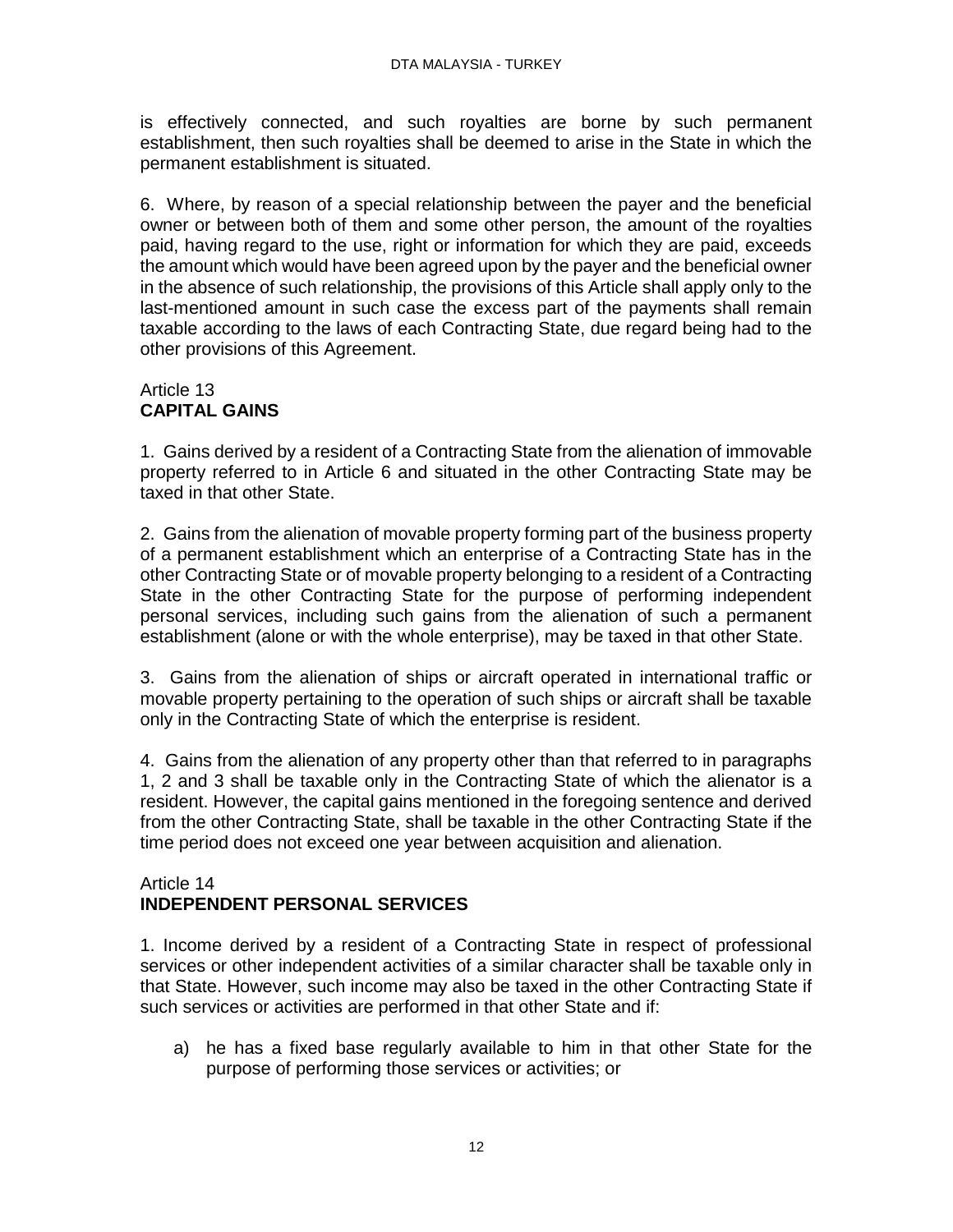is effectively connected, and such royalties are borne by such permanent establishment, then such royalties shall be deemed to arise in the State in which the permanent establishment is situated.

6. Where, by reason of a special relationship between the payer and the beneficial owner or between both of them and some other person, the amount of the royalties paid, having regard to the use, right or information for which they are paid, exceeds the amount which would have been agreed upon by the payer and the beneficial owner in the absence of such relationship, the provisions of this Article shall apply only to the last-mentioned amount in such case the excess part of the payments shall remain taxable according to the laws of each Contracting State, due regard being had to the other provisions of this Agreement.

## Article 13
## **CAPITAL GAINS**

1. Gains derived by a resident of a Contracting State from the alienation of immovable property referred to in Article 6 and situated in the other Contracting State may be taxed in that other State.

2. Gains from the alienation of movable property forming part of the business property of a permanent establishment which an enterprise of a Contracting State has in the other Contracting State or of movable property belonging to a resident of a Contracting State in the other Contracting State for the purpose of performing independent personal services, including such gains from the alienation of such a permanent establishment (alone or with the whole enterprise), may be taxed in that other State.

3. Gains from the alienation of ships or aircraft operated in international traffic or movable property pertaining to the operation of such ships or aircraft shall be taxable only in the Contracting State of which the enterprise is resident.

4. Gains from the alienation of any property other than that referred to in paragraphs 1, 2 and 3 shall be taxable only in the Contracting State of which the alienator is a resident. However, the capital gains mentioned in the foregoing sentence and derived from the other Contracting State, shall be taxable in the other Contracting State if the time period does not exceed one year between acquisition and alienation.

## Article 14
## **INDEPENDENT PERSONAL SERVICES**

1. Income derived by a resident of a Contracting State in respect of professional services or other independent activities of a similar character shall be taxable only in that State. However, such income may also be taxed in the other Contracting State if such services or activities are performed in that other State and if:

a) he has a fixed base regularly available to him in that other State for the purpose of performing those services or activities; or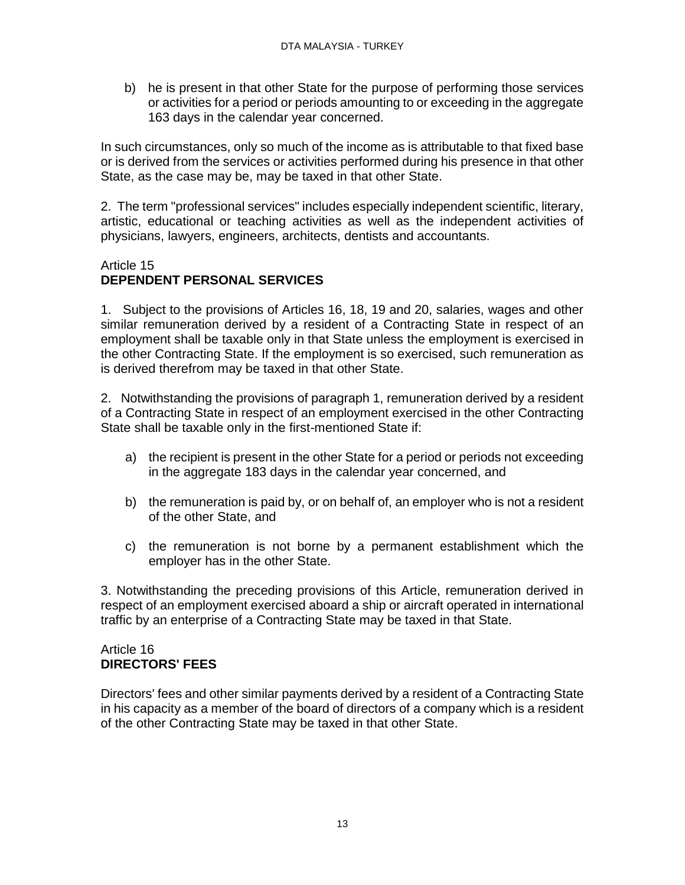b) he is present in that other State for the purpose of performing those services or activities for a period or periods amounting to or exceeding in the aggregate 163 days in the calendar year concerned.

In such circumstances, only so much of the income as is attributable to that fixed base or is derived from the services or activities performed during his presence in that other State, as the case may be, may be taxed in that other State.

2. The term "professional services" includes especially independent scientific, literary, artistic, educational or teaching activities as well as the independent activities of physicians, lawyers, engineers, architects, dentists and accountants.

## Article 15
## DEPENDENT PERSONAL SERVICES

1. Subject to the provisions of Articles 16, 18, 19 and 20, salaries, wages and other similar remuneration derived by a resident of a Contracting State in respect of an employment shall be taxable only in that State unless the employment is exercised in the other Contracting State. If the employment is so exercised, such remuneration as is derived therefrom may be taxed in that other State.

2. Notwithstanding the provisions of paragraph 1, remuneration derived by a resident of a Contracting State in respect of an employment exercised in the other Contracting State shall be taxable only in the first-mentioned State if:

a) the recipient is present in the other State for a period or periods not exceeding in the aggregate 183 days in the calendar year concerned, and

b) the remuneration is paid by, or on behalf of, an employer who is not a resident of the other State, and

c) the remuneration is not borne by a permanent establishment which the employer has in the other State.

3. Notwithstanding the preceding provisions of this Article, remuneration derived in respect of an employment exercised aboard a ship or aircraft operated in international traffic by an enterprise of a Contracting State may be taxed in that State.

## Article 16
## DIRECTORS' FEES

Directors' fees and other similar payments derived by a resident of a Contracting State in his capacity as a member of the board of directors of a company which is a resident of the other Contracting State may be taxed in that other State.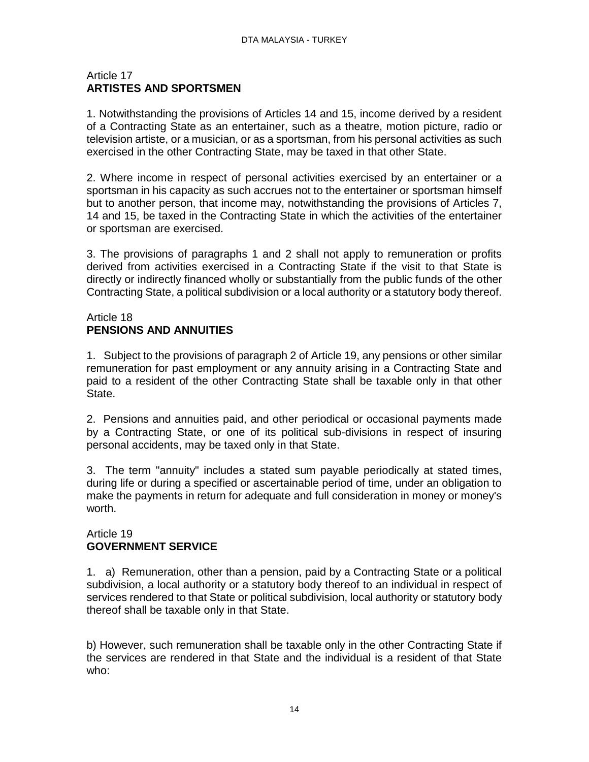Article 17
## ARTISTES AND SPORTSMEN

1. Notwithstanding the provisions of Articles 14 and 15, income derived by a resident of a Contracting State as an entertainer, such as a theatre, motion picture, radio or television artiste, or a musician, or as a sportsman, from his personal activities as such exercised in the other Contracting State, may be taxed in that other State.

2. Where income in respect of personal activities exercised by an entertainer or a sportsman in his capacity as such accrues not to the entertainer or sportsman himself but to another person, that income may, notwithstanding the provisions of Articles 7, 14 and 15, be taxed in the Contracting State in which the activities of the entertainer or sportsman are exercised.

3. The provisions of paragraphs 1 and 2 shall not apply to remuneration or profits derived from activities exercised in a Contracting State if the visit to that State is directly or indirectly financed wholly or substantially from the public funds of the other Contracting State, a political subdivision or a local authority or a statutory body thereof.

Article 18
## PENSIONS AND ANNUITIES

1. Subject to the provisions of paragraph 2 of Article 19, any pensions or other similar remuneration for past employment or any annuity arising in a Contracting State and paid to a resident of the other Contracting State shall be taxable only in that other State.

2. Pensions and annuities paid, and other periodical or occasional payments made by a Contracting State, or one of its political sub-divisions in respect of insuring personal accidents, may be taxed only in that State.

3. The term "annuity" includes a stated sum payable periodically at stated times, during life or during a specified or ascertainable period of time, under an obligation to make the payments in return for adequate and full consideration in money or money's worth.

Article 19
## GOVERNMENT SERVICE

1. a) Remuneration, other than a pension, paid by a Contracting State or a political subdivision, a local authority or a statutory body thereof to an individual in respect of services rendered to that State or political subdivision, local authority or statutory body thereof shall be taxable only in that State.

b) However, such remuneration shall be taxable only in the other Contracting State if the services are rendered in that State and the individual is a resident of that State who: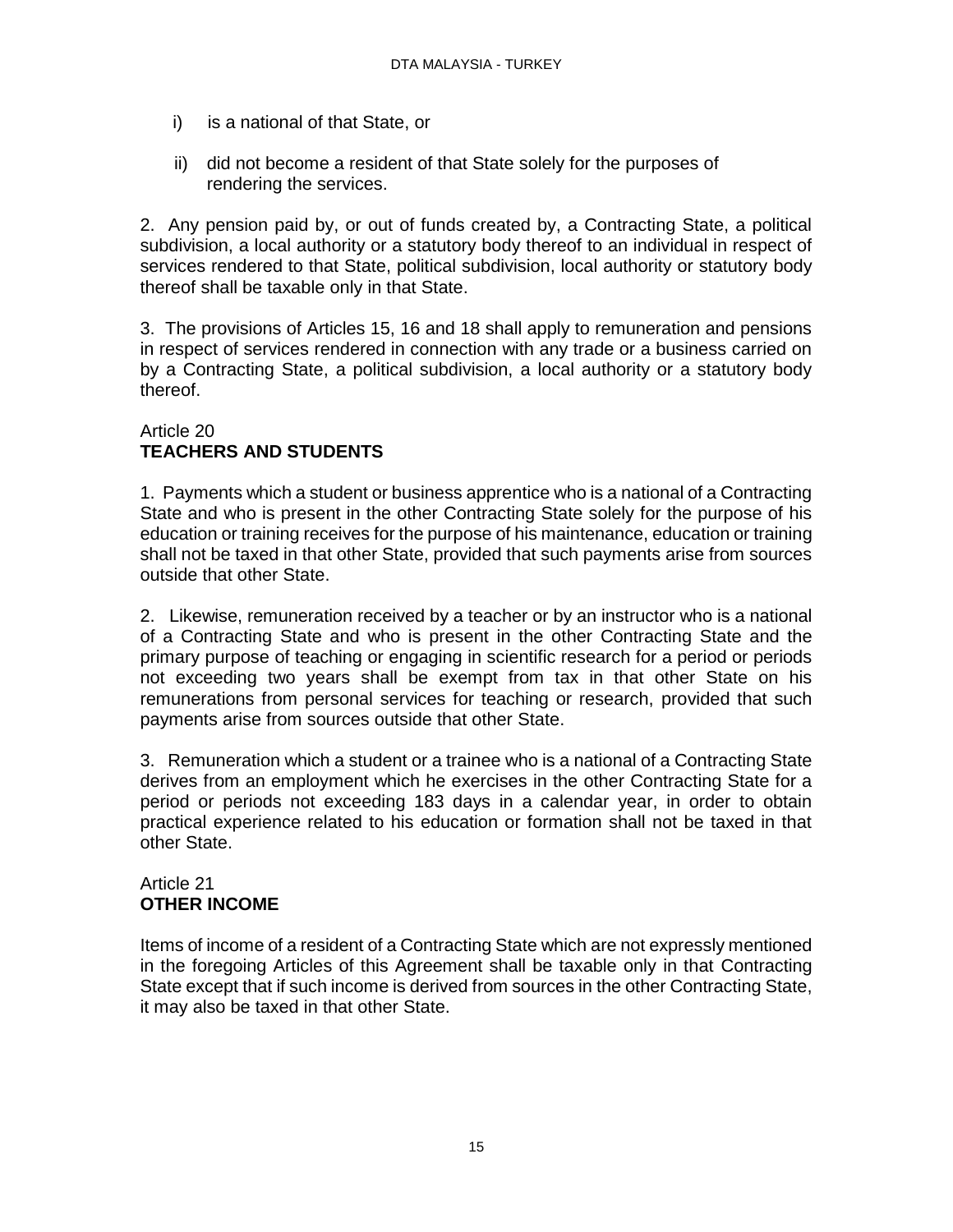i) is a national of that State, or

ii) did not become a resident of that State solely for the purposes of rendering the services.

2. Any pension paid by, or out of funds created by, a Contracting State, a political subdivision, a local authority or a statutory body thereof to an individual in respect of services rendered to that State, political subdivision, local authority or statutory body thereof shall be taxable only in that State.

3. The provisions of Articles 15, 16 and 18 shall apply to remuneration and pensions in respect of services rendered in connection with any trade or a business carried on by a Contracting State, a political subdivision, a local authority or a statutory body thereof.

## Article 20
## TEACHERS AND STUDENTS

1. Payments which a student or business apprentice who is a national of a Contracting State and who is present in the other Contracting State solely for the purpose of his education or training receives for the purpose of his maintenance, education or training shall not be taxed in that other State, provided that such payments arise from sources outside that other State.

2. Likewise, remuneration received by a teacher or by an instructor who is a national of a Contracting State and who is present in the other Contracting State and the primary purpose of teaching or engaging in scientific research for a period or periods not exceeding two years shall be exempt from tax in that other State on his remunerations from personal services for teaching or research, provided that such payments arise from sources outside that other State.

3. Remuneration which a student or a trainee who is a national of a Contracting State derives from an employment which he exercises in the other Contracting State for a period or periods not exceeding 183 days in a calendar year, in order to obtain practical experience related to his education or formation shall not be taxed in that other State.

## Article 21
## OTHER INCOME

Items of income of a resident of a Contracting State which are not expressly mentioned in the foregoing Articles of this Agreement shall be taxable only in that Contracting State except that if such income is derived from sources in the other Contracting State, it may also be taxed in that other State.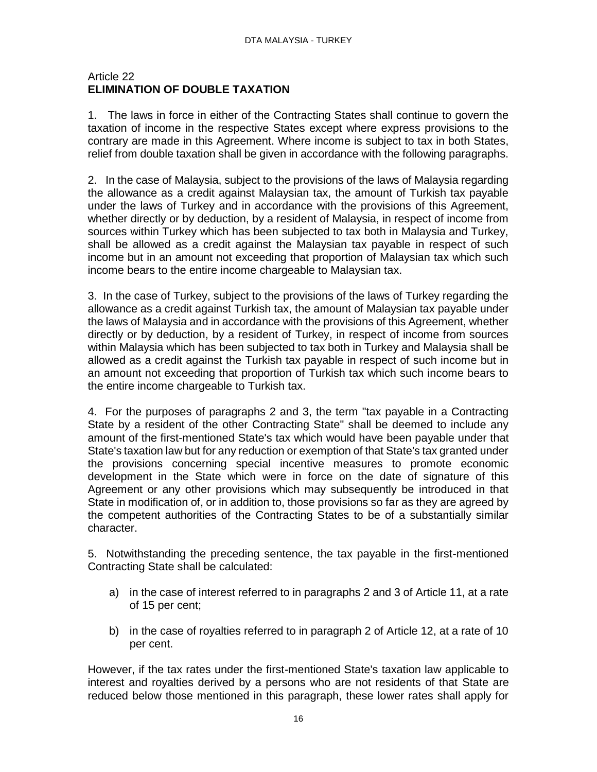## Article 22
## ELIMINATION OF DOUBLE TAXATION

1. The laws in force in either of the Contracting States shall continue to govern the taxation of income in the respective States except where express provisions to the contrary are made in this Agreement. Where income is subject to tax in both States, relief from double taxation shall be given in accordance with the following paragraphs.

2. In the case of Malaysia, subject to the provisions of the laws of Malaysia regarding the allowance as a credit against Malaysian tax, the amount of Turkish tax payable under the laws of Turkey and in accordance with the provisions of this Agreement, whether directly or by deduction, by a resident of Malaysia, in respect of income from sources within Turkey which has been subjected to tax both in Malaysia and Turkey, shall be allowed as a credit against the Malaysian tax payable in respect of such income but in an amount not exceeding that proportion of Malaysian tax which such income bears to the entire income chargeable to Malaysian tax.

3. In the case of Turkey, subject to the provisions of the laws of Turkey regarding the allowance as a credit against Turkish tax, the amount of Malaysian tax payable under the laws of Malaysia and in accordance with the provisions of this Agreement, whether directly or by deduction, by a resident of Turkey, in respect of income from sources within Malaysia which has been subjected to tax both in Turkey and Malaysia shall be allowed as a credit against the Turkish tax payable in respect of such income but in an amount not exceeding that proportion of Turkish tax which such income bears to the entire income chargeable to Turkish tax.

4. For the purposes of paragraphs 2 and 3, the term "tax payable in a Contracting State by a resident of the other Contracting State" shall be deemed to include any amount of the first-mentioned State's tax which would have been payable under that State's taxation law but for any reduction or exemption of that State's tax granted under the provisions concerning special incentive measures to promote economic development in the State which were in force on the date of signature of this Agreement or any other provisions which may subsequently be introduced in that State in modification of, or in addition to, those provisions so far as they are agreed by the competent authorities of the Contracting States to be of a substantially similar character.

5. Notwithstanding the preceding sentence, the tax payable in the first-mentioned Contracting State shall be calculated:

a) in the case of interest referred to in paragraphs 2 and 3 of Article 11, at a rate of 15 per cent;

b) in the case of royalties referred to in paragraph 2 of Article 12, at a rate of 10 per cent.

However, if the tax rates under the first-mentioned State's taxation law applicable to interest and royalties derived by a persons who are not residents of that State are reduced below those mentioned in this paragraph, these lower rates shall apply for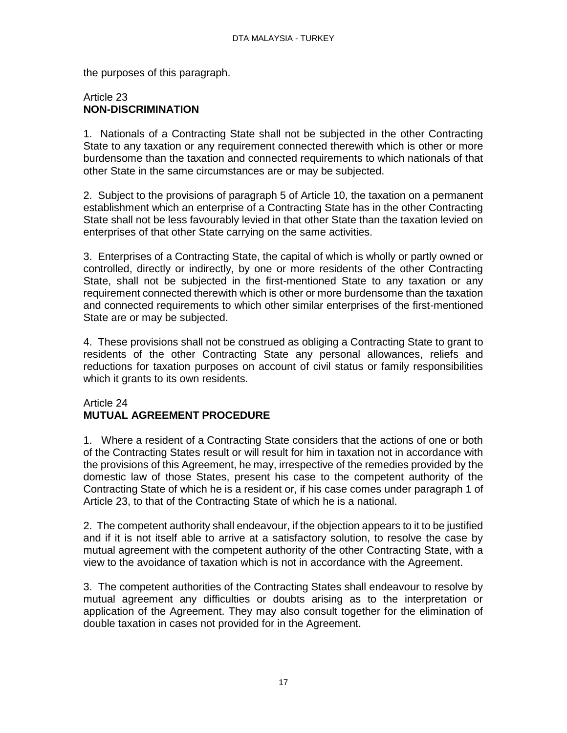the purposes of this paragraph.

## Article 23
## NON-DISCRIMINATION

1. Nationals of a Contracting State shall not be subjected in the other Contracting State to any taxation or any requirement connected therewith which is other or more burdensome than the taxation and connected requirements to which nationals of that other State in the same circumstances are or may be subjected.

2. Subject to the provisions of paragraph 5 of Article 10, the taxation on a permanent establishment which an enterprise of a Contracting State has in the other Contracting State shall not be less favourably levied in that other State than the taxation levied on enterprises of that other State carrying on the same activities.

3. Enterprises of a Contracting State, the capital of which is wholly or partly owned or controlled, directly or indirectly, by one or more residents of the other Contracting State, shall not be subjected in the first-mentioned State to any taxation or any requirement connected therewith which is other or more burdensome than the taxation and connected requirements to which other similar enterprises of the first-mentioned State are or may be subjected.

4. These provisions shall not be construed as obliging a Contracting State to grant to residents of the other Contracting State any personal allowances, reliefs and reductions for taxation purposes on account of civil status or family responsibilities which it grants to its own residents.

## Article 24
## MUTUAL AGREEMENT PROCEDURE

1. Where a resident of a Contracting State considers that the actions of one or both of the Contracting States result or will result for him in taxation not in accordance with the provisions of this Agreement, he may, irrespective of the remedies provided by the domestic law of those States, present his case to the competent authority of the Contracting State of which he is a resident or, if his case comes under paragraph 1 of Article 23, to that of the Contracting State of which he is a national.

2. The competent authority shall endeavour, if the objection appears to it to be justified and if it is not itself able to arrive at a satisfactory solution, to resolve the case by mutual agreement with the competent authority of the other Contracting State, with a view to the avoidance of taxation which is not in accordance with the Agreement.

3. The competent authorities of the Contracting States shall endeavour to resolve by mutual agreement any difficulties or doubts arising as to the interpretation or application of the Agreement. They may also consult together for the elimination of double taxation in cases not provided for in the Agreement.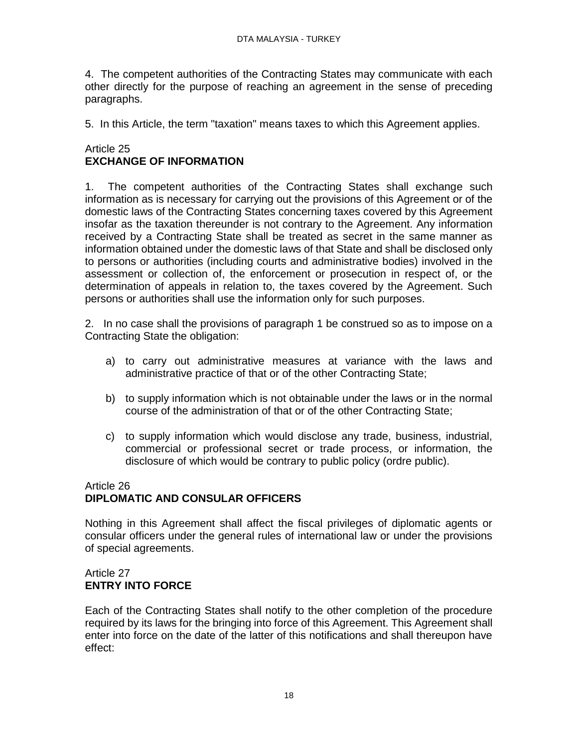4. The competent authorities of the Contracting States may communicate with each other directly for the purpose of reaching an agreement in the sense of preceding paragraphs.

5. In this Article, the term "taxation" means taxes to which this Agreement applies.

## Article 25
## EXCHANGE OF INFORMATION

1. The competent authorities of the Contracting States shall exchange such information as is necessary for carrying out the provisions of this Agreement or of the domestic laws of the Contracting States concerning taxes covered by this Agreement insofar as the taxation thereunder is not contrary to the Agreement. Any information received by a Contracting State shall be treated as secret in the same manner as information obtained under the domestic laws of that State and shall be disclosed only to persons or authorities (including courts and administrative bodies) involved in the assessment or collection of, the enforcement or prosecution in respect of, or the determination of appeals in relation to, the taxes covered by the Agreement. Such persons or authorities shall use the information only for such purposes.

2. In no case shall the provisions of paragraph 1 be construed so as to impose on a Contracting State the obligation:

a) to carry out administrative measures at variance with the laws and administrative practice of that or of the other Contracting State;

b) to supply information which is not obtainable under the laws or in the normal course of the administration of that or of the other Contracting State;

c) to supply information which would disclose any trade, business, industrial, commercial or professional secret or trade process, or information, the disclosure of which would be contrary to public policy (ordre public).

## Article 26
## DIPLOMATIC AND CONSULAR OFFICERS

Nothing in this Agreement shall affect the fiscal privileges of diplomatic agents or consular officers under the general rules of international law or under the provisions of special agreements.

## Article 27
## ENTRY INTO FORCE

Each of the Contracting States shall notify to the other completion of the procedure required by its laws for the bringing into force of this Agreement. This Agreement shall enter into force on the date of the latter of this notifications and shall thereupon have effect: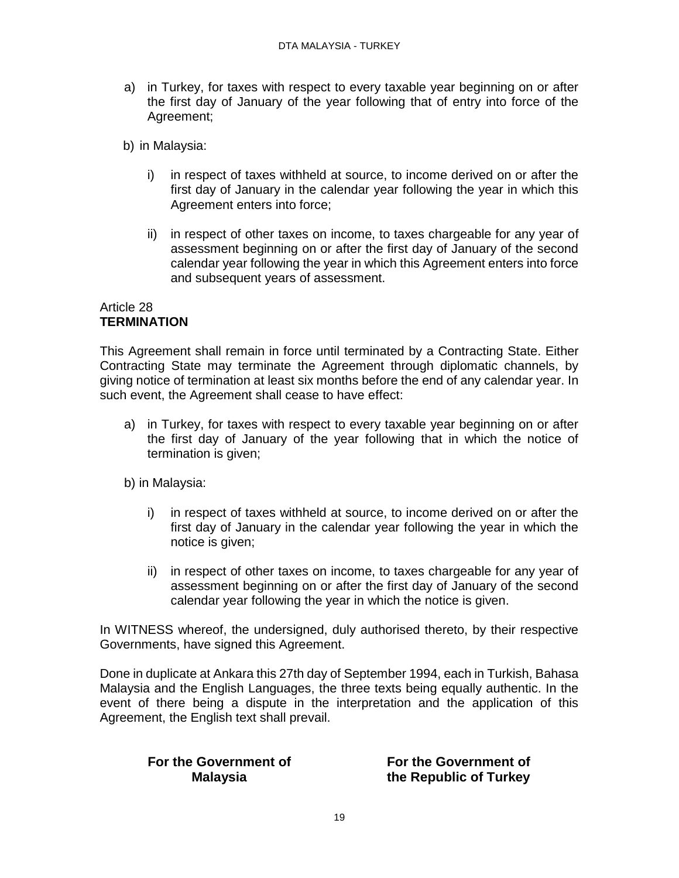a) in Turkey, for taxes with respect to every taxable year beginning on or after the first day of January of the year following that of entry into force of the Agreement;

b) in Malaysia:

   i) in respect of taxes withheld at source, to income derived on or after the first day of January in the calendar year following the year in which this Agreement enters into force;

   ii) in respect of other taxes on income, to taxes chargeable for any year of assessment beginning on or after the first day of January of the second calendar year following the year in which this Agreement enters into force and subsequent years of assessment.

Article 28
**TERMINATION**

This Agreement shall remain in force until terminated by a Contracting State. Either Contracting State may terminate the Agreement through diplomatic channels, by giving notice of termination at least six months before the end of any calendar year. In such event, the Agreement shall cease to have effect:

a) in Turkey, for taxes with respect to every taxable year beginning on or after the first day of January of the year following that in which the notice of termination is given;

b) in Malaysia:

   i) in respect of taxes withheld at source, to income derived on or after the first day of January in the calendar year following the year in which the notice is given;

   ii) in respect of other taxes on income, to taxes chargeable for any year of assessment beginning on or after the first day of January of the second calendar year following the year in which the notice is given.

In WITNESS whereof, the undersigned, duly authorised thereto, by their respective Governments, have signed this Agreement.

Done in duplicate at Ankara this 27th day of September 1994, each in Turkish, Bahasa Malaysia and the English Languages, the three texts being equally authentic. In the event of there being a dispute in the interpretation and the application of this Agreement, the English text shall prevail.

**For the Government of Malaysia**

**For the Government of the Republic of Turkey**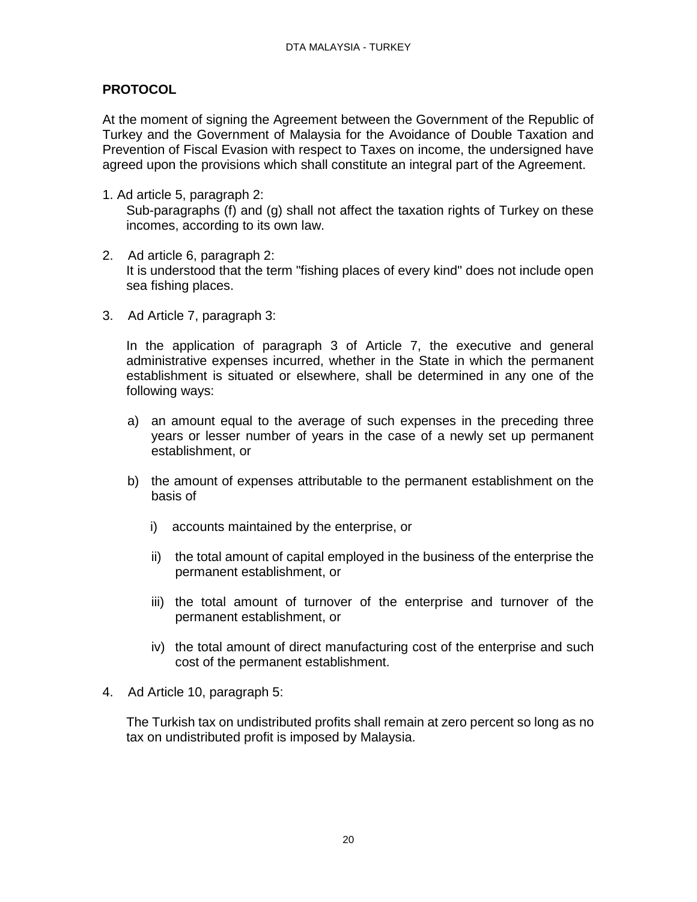## PROTOCOL

At the moment of signing the Agreement between the Government of the Republic of Turkey and the Government of Malaysia for the Avoidance of Double Taxation and Prevention of Fiscal Evasion with respect to Taxes on income, the undersigned have agreed upon the provisions which shall constitute an integral part of the Agreement.

1. Ad article 5, paragraph 2:
   Sub-paragraphs (f) and (g) shall not affect the taxation rights of Turkey on these incomes, according to its own law.

2. Ad article 6, paragraph 2:
   It is understood that the term "fishing places of every kind" does not include open sea fishing places.

3. Ad Article 7, paragraph 3:

   In the application of paragraph 3 of Article 7, the executive and general administrative expenses incurred, whether in the State in which the permanent establishment is situated or elsewhere, shall be determined in any one of the following ways:

   a) an amount equal to the average of such expenses in the preceding three years or lesser number of years in the case of a newly set up permanent establishment, or

   b) the amount of expenses attributable to the permanent establishment on the basis of

      i) accounts maintained by the enterprise, or

      ii) the total amount of capital employed in the business of the enterprise the permanent establishment, or

      iii) the total amount of turnover of the enterprise and turnover of the permanent establishment, or

      iv) the total amount of direct manufacturing cost of the enterprise and such cost of the permanent establishment.

4. Ad Article 10, paragraph 5:

   The Turkish tax on undistributed profits shall remain at zero percent so long as no tax on undistributed profit is imposed by Malaysia.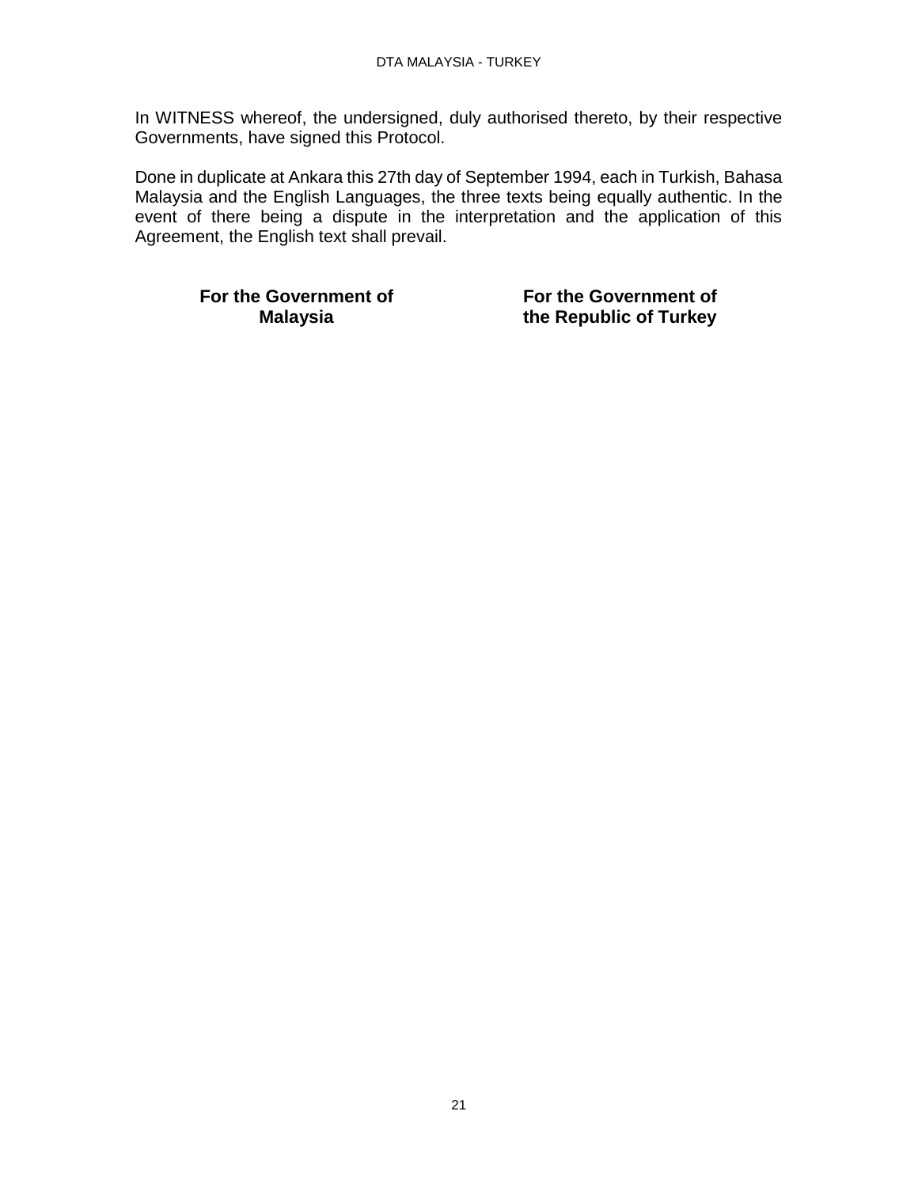In WITNESS whereof, the undersigned, duly authorised thereto, by their respective Governments, have signed this Protocol.

Done in duplicate at Ankara this 27th day of September 1994, each in Turkish, Bahasa Malaysia and the English Languages, the three texts being equally authentic. In the event of there being a dispute in the interpretation and the application of this Agreement, the English text shall prevail.

| | |
|---|---|
| **For the Government of Malaysia** | **For the Government of the Republic of Turkey** |